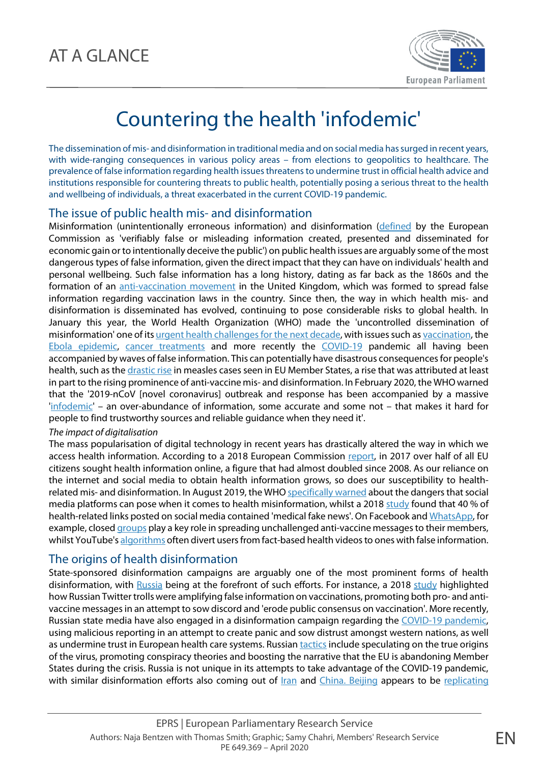AT A GLANCE

# Countering the health 'infodemic'

The dissemination of mis- and disinformation in traditional media and on social media has surged in recent years, with wide-ranging consequences in various policy areas – from elections to geopolitics to healthcare. The prevalence of false information regarding health issues threatens to undermine trust in official health advice and institutions responsible for countering threats to public health, potentially posing a serious threat to the health and wellbeing of individuals, a threat exacerbated in the current COVID-19 pandemic.

## The issue of public health mis- and disinformation

Misinformation (unintentionally erroneous information) and disinformation (defined by the European Commission as 'verifiably false or misleading information created, presented and disseminated for economic gain or to intentionally deceive the public') on public health issues are arguably some of the most dangerous types of false information, given the direct impact that they can have on individuals' health and personal wellbeing. Such false information has a long history, dating as far back as the 1860s and the formation of an anti-vaccination movement in the United Kingdom, which was formed to spread false information regarding vaccination laws in the country. Since then, the way in which health mis- and disinformation is disseminated has evolved, continuing to pose considerable risks to global health. In January this year, the World Health Organization (WHO) made the 'uncontrolled dissemination of misinformation' one of its urgent health challenges for the next decade, with issues such as vaccination, the Ebola epidemic, cancer treatments and more recently the COVID-19 pandemic all having been accompanied by waves of false information. This can potentially have disastrous consequences for people's health, such as the drastic rise in measles cases seen in EU Member States, a rise that was attributed at least in part to the rising prominence of anti-vaccine mis- and disinformation. In February 2020, the WHO warned that the '2019-nCoV [novel coronavirus] outbreak and response has been accompanied by a massive 'infodemic' – an over-abundance of information, some accurate and some not – that makes it hard for people to find trustworthy sources and reliable guidance when they need it'.

*The impact of digitalisation*

The mass popularisation of digital technology in recent years has drastically altered the way in which we access health information. According to a 2018 European Commission report, in 2017 over half of all EU citizens sought health information online, a figure that had almost doubled since 2008. As our reliance on the internet and social media to obtain health information grows, so does our susceptibility to health-related mis- and disinformation. In August 2019, the WHO specifically warned about the dangers that social media platforms can pose when it comes to health misinformation, whilst a 2018 study found that 40 % of health-related links posted on social media contained 'medical fake news'. On Facebook and WhatsApp, for example, closed groups play a key role in spreading unchallenged anti-vaccine messages to their members, whilst YouTube's algorithms often divert users from fact-based health videos to ones with false information.

## The origins of health disinformation

State-sponsored disinformation campaigns are arguably one of the most prominent forms of health disinformation, with Russia being at the forefront of such efforts. For instance, a 2018 study highlighted how Russian Twitter trolls were amplifying false information on vaccinations, promoting both pro- and anti-vaccine messages in an attempt to sow discord and 'erode public consensus on vaccination'. More recently, Russian state media have also engaged in a disinformation campaign regarding the COVID-19 pandemic, using malicious reporting in an attempt to create panic and sow distrust amongst western nations, as well as undermine trust in European health care systems. Russian tactics include speculating on the true origins of the virus, promoting conspiracy theories and boosting the narrative that the EU is abandoning Member States during the crisis. Russia is not unique in its attempts to take advantage of the COVID-19 pandemic, with similar disinformation efforts also coming out of Iran and China. Beijing appears to be replicating

EPRS | European Parliamentary Research Service

Authors: Naja Bentzen with Thomas Smith; Graphic; Samy Chahri, Members' Research Service
PE 649.369 – April 2020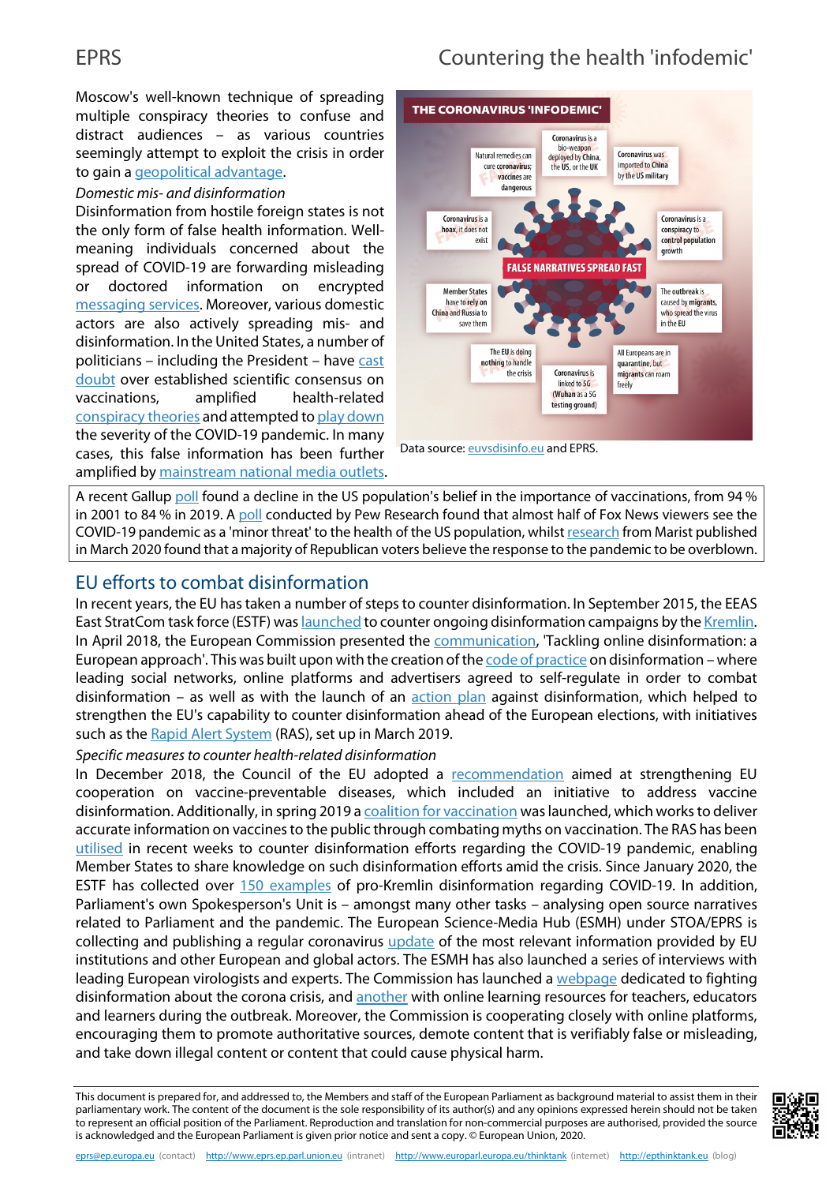Moscow's well-known technique of spreading multiple conspiracy theories to confuse and distract audiences – as various countries seemingly attempt to exploit the crisis in order to gain a geopolitical advantage.

*Domestic mis- and disinformation*

Disinformation from hostile foreign states is not the only form of false health information. Well-meaning individuals concerned about the spread of COVID-19 are forwarding misleading or doctored information on encrypted messaging services. Moreover, various domestic actors are also actively spreading mis- and disinformation. In the United States, a number of politicians – including the President – have cast doubt over established scientific consensus on vaccinations, amplified health-related conspiracy theories and attempted to play down the severity of the COVID-19 pandemic. In many cases, this false information has been further amplified by mainstream national media outlets.

THE CORONAVIRUS 'INFODEMIC'

Natural remedies can cure coronavirus; vaccines are dangerous

Coronavirus is a bio-weapon deployed by China, the US, or the UK

Coronavirus was imported to China by the US military

Coronavirus is a hoax, it does not exist

Coronavirus is a conspiracy to control population growth

FALSE NARRATIVES SPREAD FAST

Member States have to rely on China and Russia to save them

The outbreak is caused by migrants, who spread the virus in the EU

The EU is doing nothing to handle the crisis

Coronavirus is linked to 5G (Wuhan as a 5G testing ground)

All Europeans are in quarantine, but migrants can roam freely

Data source: euvsdisinfo.eu and EPRS.

A recent Gallup poll found a decline in the US population's belief in the importance of vaccinations, from 94 % in 2001 to 84 % in 2019. A poll conducted by Pew Research found that almost half of Fox News viewers see the COVID-19 pandemic as a 'minor threat' to the health of the US population, whilst research from Marist published in March 2020 found that a majority of Republican voters believe the response to the pandemic to be overblown.

## EU efforts to combat disinformation

In recent years, the EU has taken a number of steps to counter disinformation. In September 2015, the EEAS East StratCom task force (ESTF) was launched to counter ongoing disinformation campaigns by the Kremlin. In April 2018, the European Commission presented the communication, 'Tackling online disinformation: a European approach'. This was built upon with the creation of the code of practice on disinformation – where leading social networks, online platforms and advertisers agreed to self-regulate in order to combat disinformation – as well as with the launch of an action plan against disinformation, which helped to strengthen the EU's capability to counter disinformation ahead of the European elections, with initiatives such as the Rapid Alert System (RAS), set up in March 2019.

*Specific measures to counter health-related disinformation*

In December 2018, the Council of the EU adopted a recommendation aimed at strengthening EU cooperation on vaccine-preventable diseases, which included an initiative to address vaccine disinformation. Additionally, in spring 2019 a coalition for vaccination was launched, which works to deliver accurate information on vaccines to the public through combating myths on vaccination. The RAS has been utilised in recent weeks to counter disinformation efforts regarding the COVID-19 pandemic, enabling Member States to share knowledge on such disinformation efforts amid the crisis. Since January 2020, the ESTF has collected over 150 examples of pro-Kremlin disinformation regarding COVID-19. In addition, Parliament's own Spokesperson's Unit is – amongst many other tasks – analysing open source narratives related to Parliament and the pandemic. The European Science-Media Hub (ESMH) under STOA/EPRS is collecting and publishing a regular coronavirus update of the most relevant information provided by EU institutions and other European and global actors. The ESMH has also launched a series of interviews with leading European virologists and experts. The Commission has launched a webpage dedicated to fighting disinformation about the corona crisis, and another with online learning resources for teachers, educators and learners during the outbreak. Moreover, the Commission is cooperating closely with online platforms, encouraging them to promote authoritative sources, demote content that is verifiably false or misleading, and take down illegal content or content that could cause physical harm.

This document is prepared for, and addressed to, the Members and staff of the European Parliament as background material to assist them in their parliamentary work. The content of the document is the sole responsibility of its author(s) and any opinions expressed herein should not be taken to represent an official position of the Parliament. Reproduction and translation for non-commercial purposes are authorised, provided the source is acknowledged and the European Parliament is given prior notice and sent a copy. © European Union, 2020.

eprs@ep.europa.eu (contact) http://www.eprs.ep.parl.union.eu (intranet) http://www.europarl.europa.eu/thinktank (internet) http://epthinktank.eu (blog)